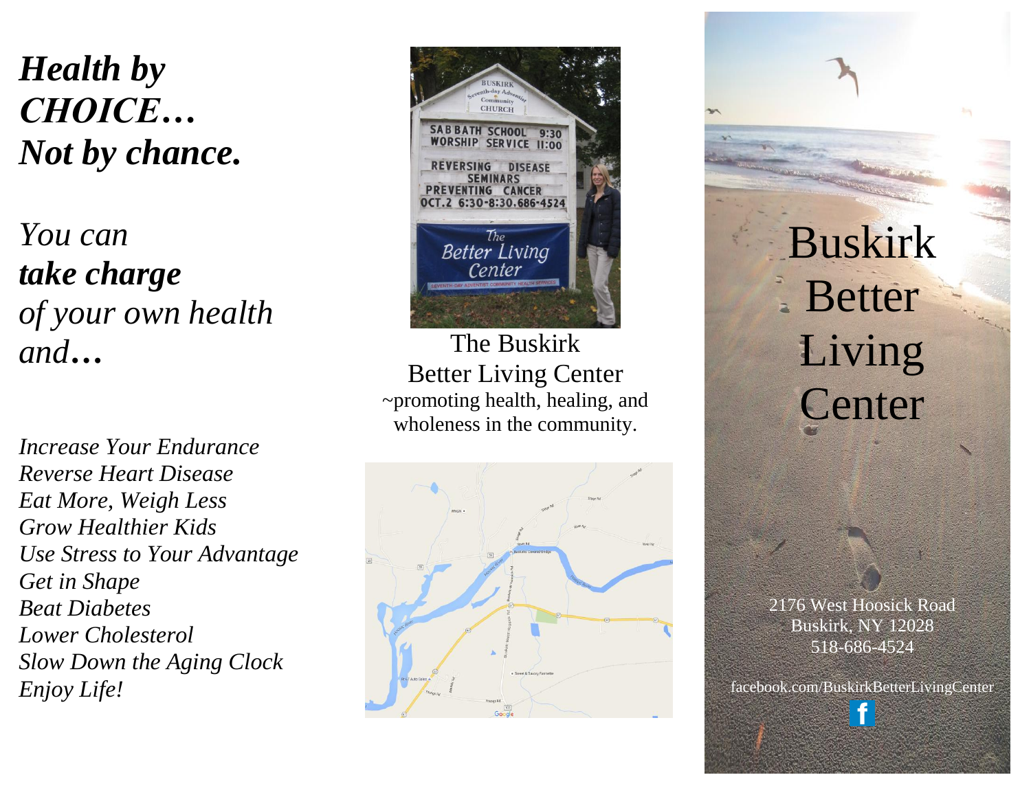# *Health by CHOICE… Not by chance.*

*You can* ***take charge*** *of your own health and…*

*Increase Your Endurance*
*Reverse Heart Disease*
*Eat More, Weigh Less*
*Grow Healthier Kids*
*Use Stress to Your Advantage*
*Get in Shape*
*Beat Diabetes*
*Lower Cholesterol*
*Slow Down the Aging Clock*
*Enjoy Life!*

The Buskirk Better Living Center
~promoting health, healing, and wholeness in the community.

# Buskirk Better Living Center

2176 West Hoosick Road
Buskirk, NY 12028
518-686-4524

facebook.com/BuskirkBetterLivingCenter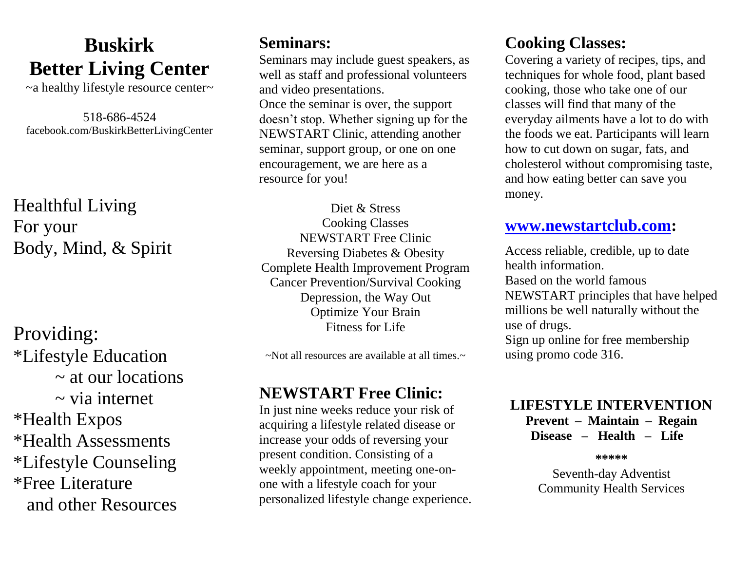# Buskirk Better Living Center

~a healthy lifestyle resource center~

518-686-4524
facebook.com/BuskirkBetterLivingCenter

Healthful Living
For your
Body, Mind, & Spirit

Providing:

*Lifestyle Education
~ at our locations
~ via internet
*Health Expos
*Health Assessments
*Lifestyle Counseling
*Free Literature
and other Resources

## Seminars:

Seminars may include guest speakers, as well as staff and professional volunteers and video presentations.
Once the seminar is over, the support doesn't stop. Whether signing up for the NEWSTART Clinic, attending another seminar, support group, or one on one encouragement, we are here as a resource for you!

Diet & Stress
Cooking Classes
NEWSTART Free Clinic
Reversing Diabetes & Obesity
Complete Health Improvement Program
Cancer Prevention/Survival Cooking
Depression, the Way Out
Optimize Your Brain
Fitness for Life

~Not all resources are available at all times.~

## NEWSTART Free Clinic:

In just nine weeks reduce your risk of acquiring a lifestyle related disease or increase your odds of reversing your present condition. Consisting of a weekly appointment, meeting one-on-one with a lifestyle coach for your personalized lifestyle change experience.

## Cooking Classes:

Covering a variety of recipes, tips, and techniques for whole food, plant based cooking, those who take one of our classes will find that many of the everyday ailments have a lot to do with the foods we eat. Participants will learn how to cut down on sugar, fats, and cholesterol without compromising taste, and how eating better can save you money.

## www.newstartclub.com:

Access reliable, credible, up to date health information.
Based on the world famous NEWSTART principles that have helped millions be well naturally without the use of drugs.
Sign up online for free membership using promo code 316.

**LIFESTYLE INTERVENTION**
**Prevent – Maintain – Regain**
**Disease – Health – Life**

*****

Seventh-day Adventist
Community Health Services